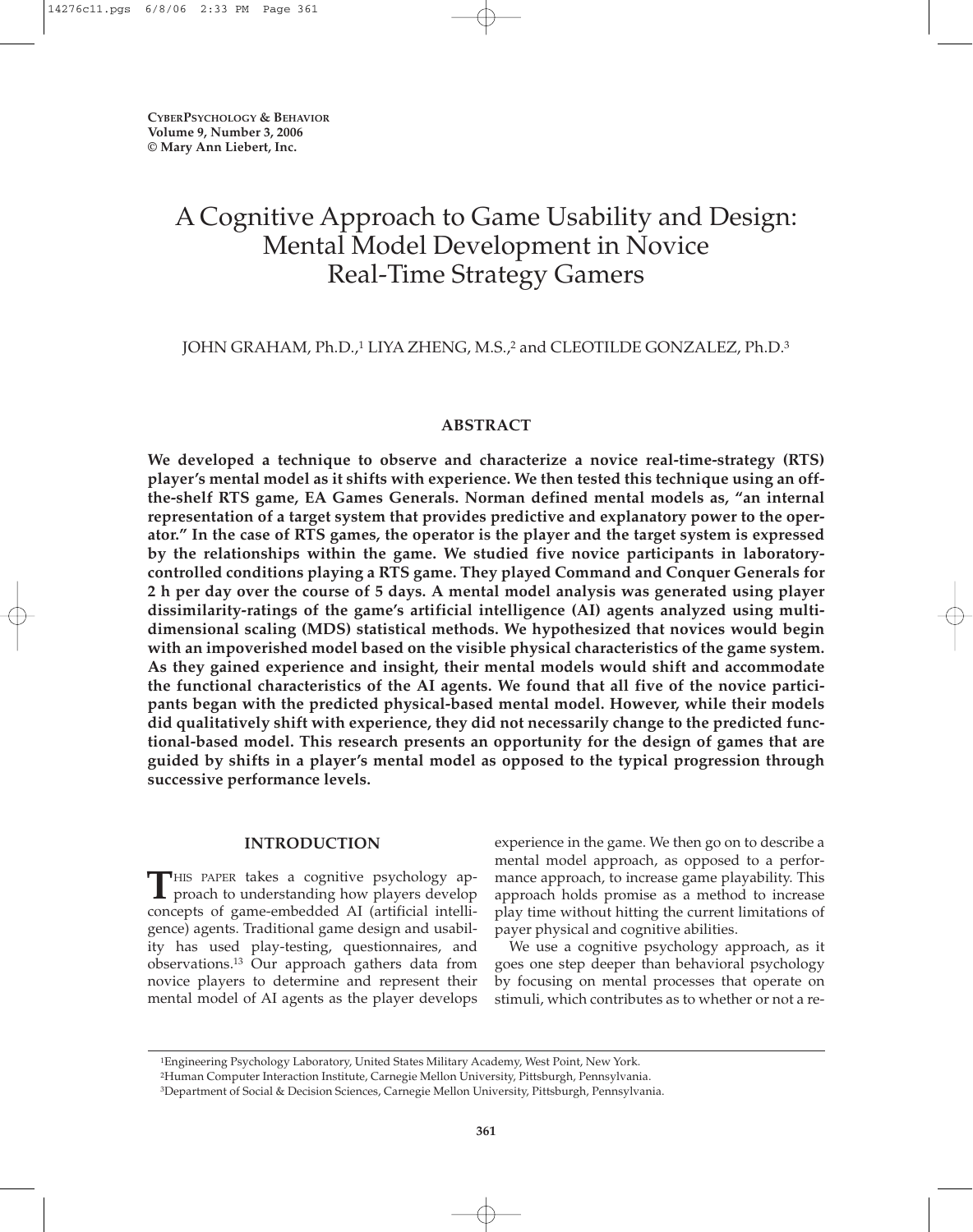# A Cognitive Approach to Game Usability and Design: Mental Model Development in Novice Real-Time Strategy Gamers

JOHN GRAHAM, Ph.D.,[1] LIYA ZHENG, M.S.,[2] and CLEOTILDE GONZALEZ, Ph.D.[3]

## ABSTRACT

**We developed a technique to observe and characterize a novice real-time-strategy (RTS) player's mental model as it shifts with experience. We then tested this technique using an off-the-shelf RTS game, EA Games Generals. Norman defined mental models as, "an internal representation of a target system that provides predictive and explanatory power to the operator." In the case of RTS games, the operator is the player and the target system is expressed by the relationships within the game. We studied five novice participants in laboratory-controlled conditions playing a RTS game. They played Command and Conquer Generals for 2 h per day over the course of 5 days. A mental model analysis was generated using player dissimilarity-ratings of the game's artificial intelligence (AI) agents analyzed using multi-dimensional scaling (MDS) statistical methods. We hypothesized that novices would begin with an impoverished model based on the visible physical characteristics of the game system. As they gained experience and insight, their mental models would shift and accommodate the functional characteristics of the AI agents. We found that all five of the novice participants began with the predicted physical-based mental model. However, while their models did qualitatively shift with experience, they did not necessarily change to the predicted functional-based model. This research presents an opportunity for the design of games that are guided by shifts in a player's mental model as opposed to the typical progression through successive performance levels.**

## INTRODUCTION

This paper takes a cognitive psychology approach to understanding how players develop concepts of game-embedded AI (artificial intelligence) agents. Traditional game design and usability has used play-testing, questionnaires, and observations.[13] Our approach gathers data from novice players to determine and represent their mental model of AI agents as the player develops experience in the game. We then go on to describe a mental model approach, as opposed to a performance approach, to increase game playability. This approach holds promise as a method to increase play time without hitting the current limitations of payer physical and cognitive abilities.

We use a cognitive psychology approach, as it goes one step deeper than behavioral psychology by focusing on mental processes that operate on stimuli, which contributes as to whether or not a re-

[1]Engineering Psychology Laboratory, United States Military Academy, West Point, New York.

[2]Human Computer Interaction Institute, Carnegie Mellon University, Pittsburgh, Pennsylvania.

[3]Department of Social & Decision Sciences, Carnegie Mellon University, Pittsburgh, Pennsylvania.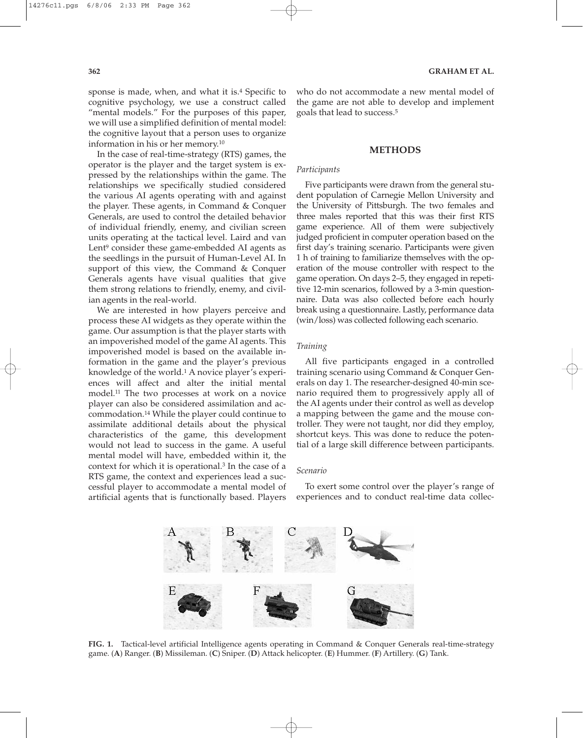sponse is made, when, and what it is.[4] Specific to cognitive psychology, we use a construct called "mental models." For the purposes of this paper, we will use a simplified definition of mental model: the cognitive layout that a person uses to organize information in his or her memory.[10]

In the case of real-time-strategy (RTS) games, the operator is the player and the target system is expressed by the relationships within the game. The relationships we specifically studied considered the various AI agents operating with and against the player. These agents, in Command & Conquer Generals, are used to control the detailed behavior of individual friendly, enemy, and civilian screen units operating at the tactical level. Laird and van Lent[9] consider these game-embedded AI agents as the seedlings in the pursuit of Human-Level AI. In support of this view, the Command & Conquer Generals agents have visual qualities that give them strong relations to friendly, enemy, and civilian agents in the real-world.

We are interested in how players perceive and process these AI widgets as they operate within the game. Our assumption is that the player starts with an impoverished model of the game AI agents. This impoverished model is based on the available information in the game and the player's previous knowledge of the world.[1] A novice player's experiences will affect and alter the initial mental model.[11] The two processes at work on a novice player can also be considered assimilation and accommodation.[14] While the player could continue to assimilate additional details about the physical characteristics of the game, this development would not lead to success in the game. A useful mental model will have, embedded within it, the context for which it is operational.[3] In the case of a RTS game, the context and experiences lead a successful player to accommodate a mental model of artificial agents that is functionally based. Players who do not accommodate a new mental model of the game are not able to develop and implement goals that lead to success.[5]

## METHODS

### *Participants*

Five participants were drawn from the general student population of Carnegie Mellon University and the University of Pittsburgh. The two females and three males reported that this was their first RTS game experience. All of them were subjectively judged proficient in computer operation based on the first day's training scenario. Participants were given 1 h of training to familiarize themselves with the operation of the mouse controller with respect to the game operation. On days 2–5, they engaged in repetitive 12-min scenarios, followed by a 3-min questionnaire. Data was also collected before each hourly break using a questionnaire. Lastly, performance data (win/loss) was collected following each scenario.

### *Training*

All five participants engaged in a controlled training scenario using Command & Conquer Generals on day 1. The researcher-designed 40-min scenario required them to progressively apply all of the AI agents under their control as well as develop a mapping between the game and the mouse controller. They were not taught, nor did they employ, shortcut keys. This was done to reduce the potential of a large skill difference between participants.

### *Scenario*

To exert some control over the player's range of experiences and to conduct real-time data collec-

**FIG. 1.** Tactical-level artificial Intelligence agents operating in Command & Conquer Generals real-time-strategy game. (**A**) Ranger. (**B**) Missileman. (**C**) Sniper. (**D**) Attack helicopter. (**E**) Hummer. (**F**) Artillery. (**G**) Tank.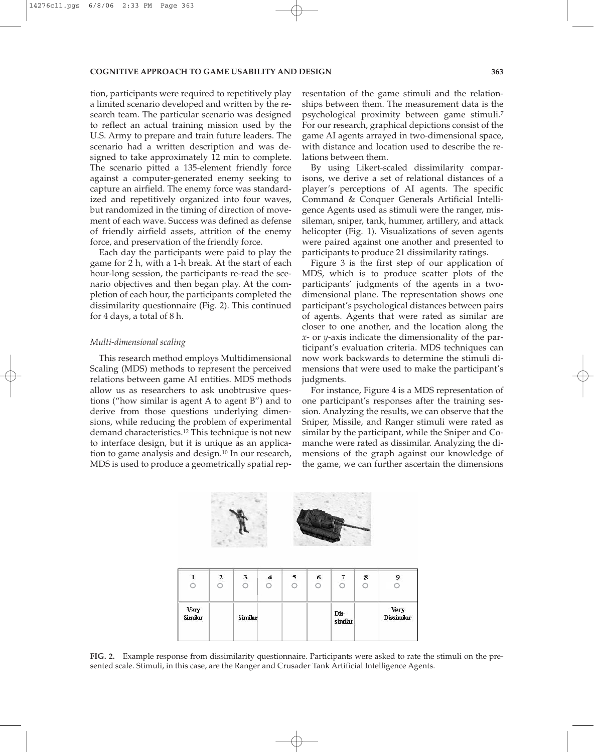tion, participants were required to repetitively play a limited scenario developed and written by the research team. The particular scenario was designed to reflect an actual training mission used by the U.S. Army to prepare and train future leaders. The scenario had a written description and was designed to take approximately 12 min to complete. The scenario pitted a 135-element friendly force against a computer-generated enemy seeking to capture an airfield. The enemy force was standardized and repetitively organized into four waves, but randomized in the timing of direction of movement of each wave. Success was defined as defense of friendly airfield assets, attrition of the enemy force, and preservation of the friendly force.

Each day the participants were paid to play the game for 2 h, with a 1-h break. At the start of each hour-long session, the participants re-read the scenario objectives and then began play. At the completion of each hour, the participants completed the dissimilarity questionnaire (Fig. 2). This continued for 4 days, a total of 8 h.

### *Multi-dimensional scaling*

This research method employs Multidimensional Scaling (MDS) methods to represent the perceived relations between game AI entities. MDS methods allow us as researchers to ask unobtrusive questions ("how similar is agent A to agent B") and to derive from those questions underlying dimensions, while reducing the problem of experimental demand characteristics.[12] This technique is not new to interface design, but it is unique as an application to game analysis and design.[10] In our research, MDS is used to produce a geometrically spatial representation of the game stimuli and the relationships between them. The measurement data is the psychological proximity between game stimuli.[7] For our research, graphical depictions consist of the game AI agents arrayed in two-dimensional space, with distance and location used to describe the relations between them.

By using Likert-scaled dissimilarity comparisons, we derive a set of relational distances of a player's perceptions of AI agents. The specific Command & Conquer Generals Artificial Intelligence Agents used as stimuli were the ranger, missileman, sniper, tank, hummer, artillery, and attack helicopter (Fig. 1). Visualizations of seven agents were paired against one another and presented to participants to produce 21 dissimilarity ratings.

Figure 3 is the first step of our application of MDS, which is to produce scatter plots of the participants' judgments of the agents in a two-dimensional plane. The representation shows one participant's psychological distances between pairs of agents. Agents that were rated as similar are closer to one another, and the location along the *x*- or *y*-axis indicate the dimensionality of the participant's evaluation criteria. MDS techniques can now work backwards to determine the stimuli dimensions that were used to make the participant's judgments.

For instance, Figure 4 is a MDS representation of one participant's responses after the training session. Analyzing the results, we can observe that the Sniper, Missile, and Ranger stimuli were rated as similar by the participant, while the Sniper and Comanche were rated as dissimilar. Analyzing the dimensions of the graph against our knowledge of the game, we can further ascertain the dimensions

| 1 | 2 | 3 | 4 | 5 | 6 | 7 | 8 | 9 |
|---|---|---|---|---|---|---|---|---|
| ○ | ○ | ○ | ○ | ○ | ○ | ○ | ○ | ○ |
| Very Similar | | Similar | | | | Dis-similar | | Very Dissimilar |

**FIG. 2.** Example response from dissimilarity questionnaire. Participants were asked to rate the stimuli on the presented scale. Stimuli, in this case, are the Ranger and Crusader Tank Artificial Intelligence Agents.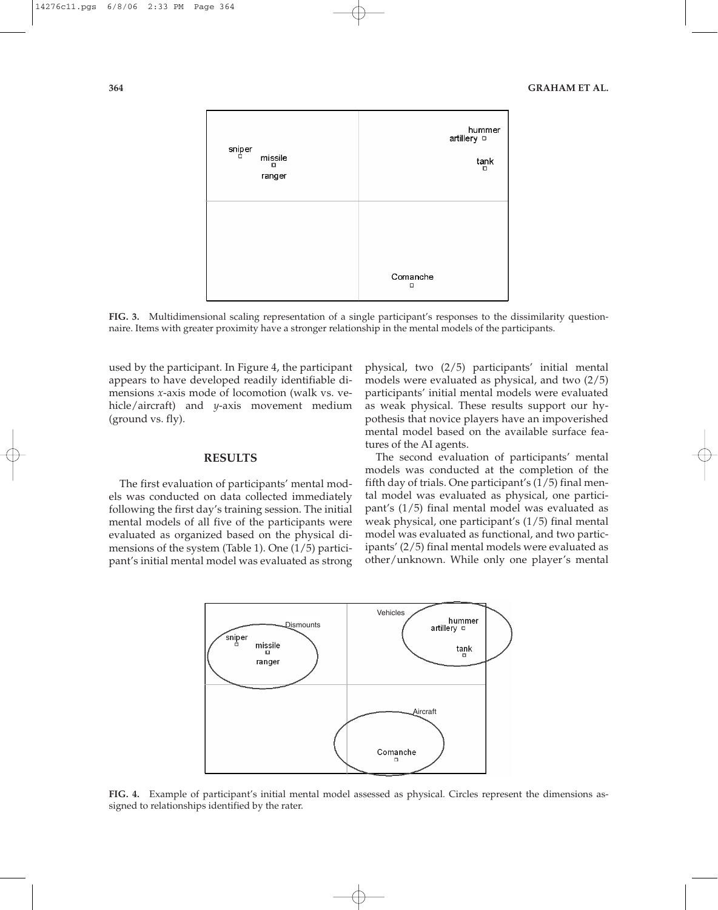**FIG. 3.** Multidimensional scaling representation of a single participant's responses to the dissimilarity questionnaire. Items with greater proximity have a stronger relationship in the mental models of the participants.

used by the participant. In Figure 4, the participant appears to have developed readily identifiable dimensions *x*-axis mode of locomotion (walk vs. vehicle/aircraft) and *y*-axis movement medium (ground vs. fly).

## RESULTS

The first evaluation of participants' mental models was conducted on data collected immediately following the first day's training session. The initial mental models of all five of the participants were evaluated as organized based on the physical dimensions of the system (Table 1). One (1/5) participant's initial mental model was evaluated as strong physical, two (2/5) participants' initial mental models were evaluated as physical, and two (2/5) participants' initial mental models were evaluated as weak physical. These results support our hypothesis that novice players have an impoverished mental model based on the available surface features of the AI agents.

The second evaluation of participants' mental models was conducted at the completion of the fifth day of trials. One participant's (1/5) final mental model was evaluated as physical, one participant's (1/5) final mental model was evaluated as weak physical, one participant's (1/5) final mental model was evaluated as functional, and two participants' (2/5) final mental models were evaluated as other/unknown. While only one player's mental

**FIG. 4.** Example of participant's initial mental model assessed as physical. Circles represent the dimensions assigned to relationships identified by the rater.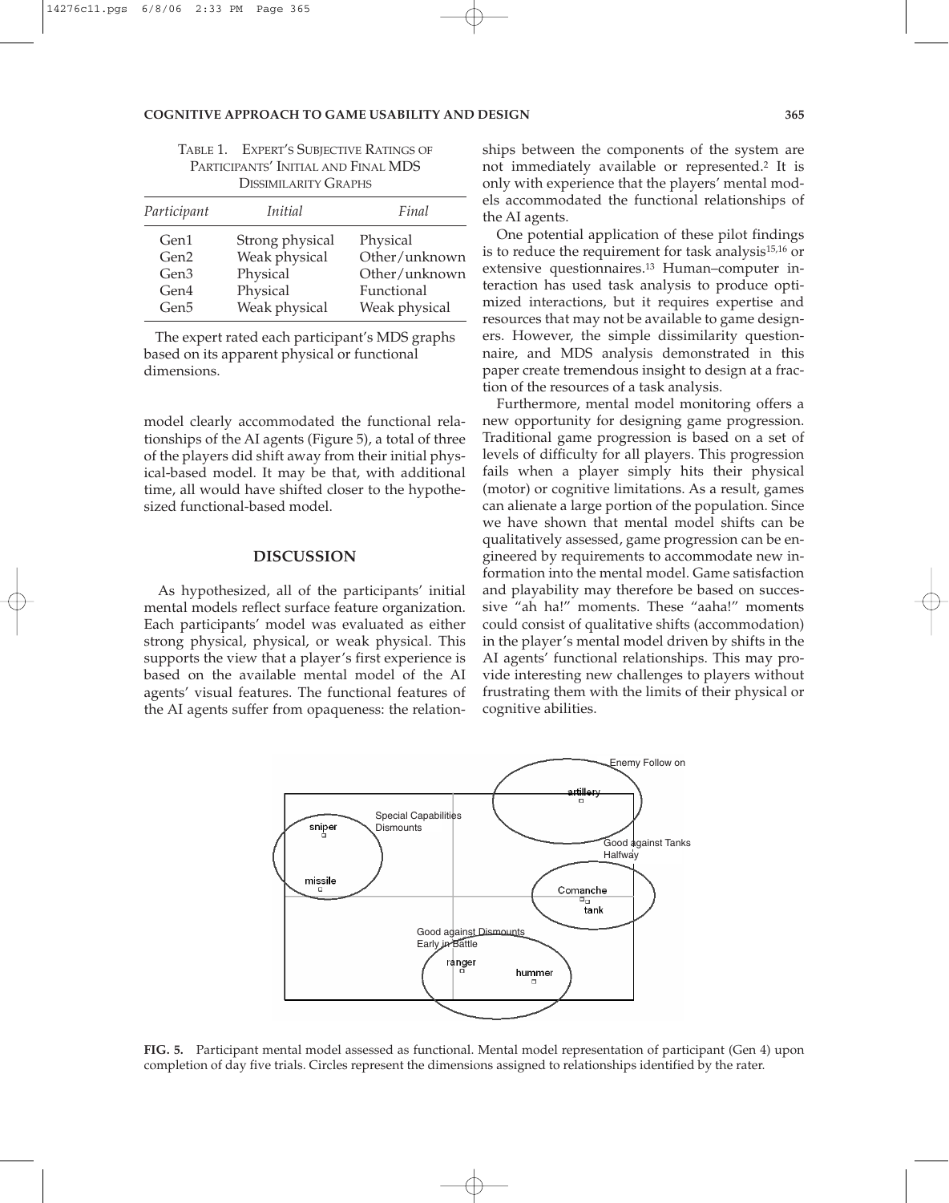TABLE 1. EXPERT'S SUBJECTIVE RATINGS OF PARTICIPANTS' INITIAL AND FINAL MDS DISSIMILARITY GRAPHS

| *Participant* | *Initial* | *Final* |
|---|---|---|
| Gen1 | Strong physical | Physical |
| Gen2 | Weak physical | Other/unknown |
| Gen3 | Physical | Other/unknown |
| Gen4 | Physical | Functional |
| Gen5 | Weak physical | Weak physical |

The expert rated each participant's MDS graphs based on its apparent physical or functional dimensions.

model clearly accommodated the functional relationships of the AI agents (Figure 5), a total of three of the players did shift away from their initial physical-based model. It may be that, with additional time, all would have shifted closer to the hypothesized functional-based model.

## DISCUSSION

As hypothesized, all of the participants' initial mental models reflect surface feature organization. Each participants' model was evaluated as either strong physical, physical, or weak physical. This supports the view that a player's first experience is based on the available mental model of the AI agents' visual features. The functional features of the AI agents suffer from opaqueness: the relationships between the components of the system are not immediately available or represented.[2] It is only with experience that the players' mental models accommodated the functional relationships of the AI agents.

One potential application of these pilot findings is to reduce the requirement for task analysis[15,16] or extensive questionnaires.[13] Human–computer interaction has used task analysis to produce optimized interactions, but it requires expertise and resources that may not be available to game designers. However, the simple dissimilarity questionnaire, and MDS analysis demonstrated in this paper create tremendous insight to design at a fraction of the resources of a task analysis.

Furthermore, mental model monitoring offers a new opportunity for designing game progression. Traditional game progression is based on a set of levels of difficulty for all players. This progression fails when a player simply hits their physical (motor) or cognitive limitations. As a result, games can alienate a large portion of the population. Since we have shown that mental model shifts can be qualitatively assessed, game progression can be engineered by requirements to accommodate new information into the mental model. Game satisfaction and playability may therefore be based on successive "ah ha!" moments. These "aaha!" moments could consist of qualitative shifts (accommodation) in the player's mental model driven by shifts in the AI agents' functional relationships. This may provide interesting new challenges to players without frustrating them with the limits of their physical or cognitive abilities.

**FIG. 5.** Participant mental model assessed as functional. Mental model representation of participant (Gen 4) upon completion of day five trials. Circles represent the dimensions assigned to relationships identified by the rater.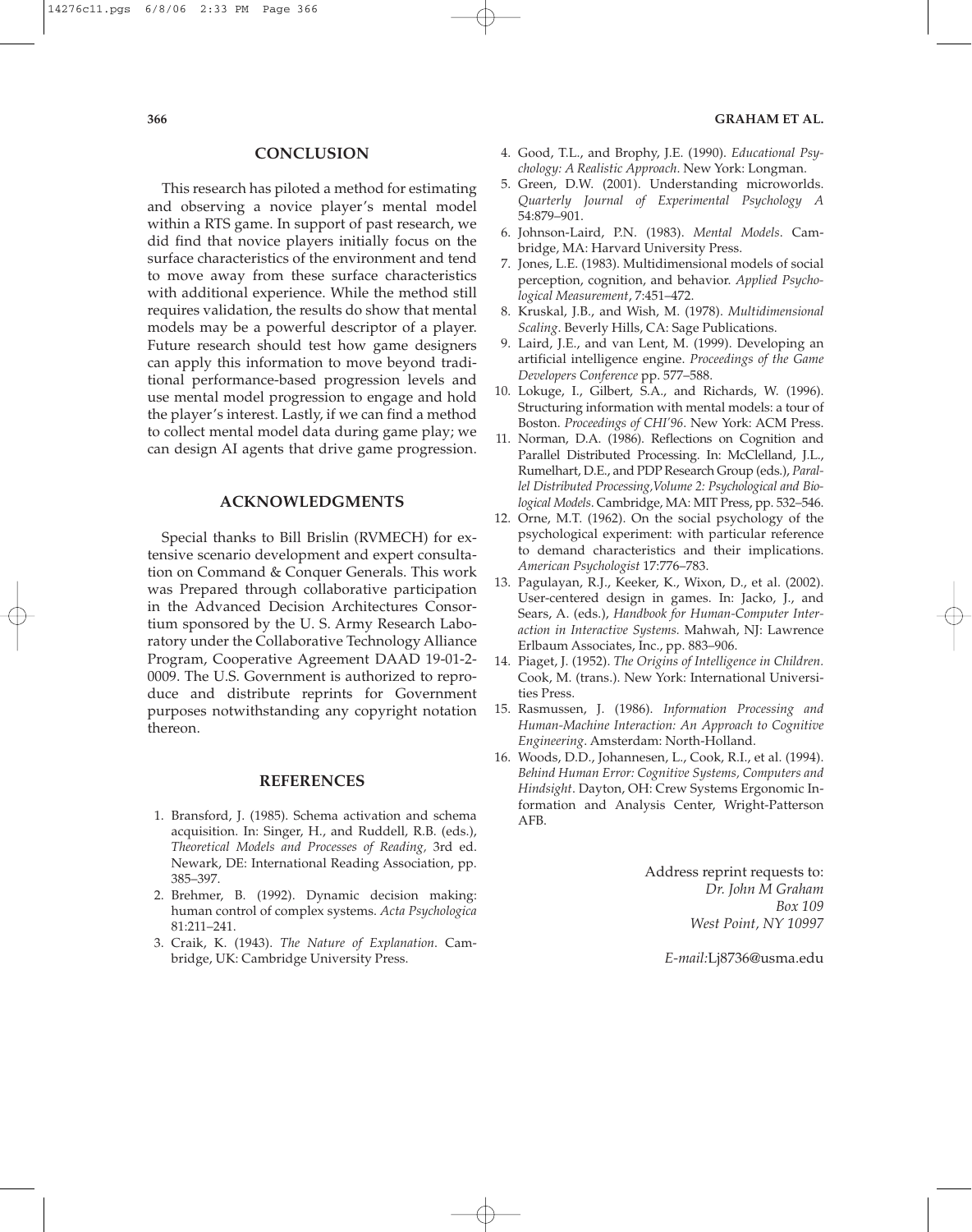## CONCLUSION

This research has piloted a method for estimating and observing a novice player's mental model within a RTS game. In support of past research, we did find that novice players initially focus on the surface characteristics of the environment and tend to move away from these surface characteristics with additional experience. While the method still requires validation, the results do show that mental models may be a powerful descriptor of a player. Future research should test how game designers can apply this information to move beyond traditional performance-based progression levels and use mental model progression to engage and hold the player's interest. Lastly, if we can find a method to collect mental model data during game play; we can design AI agents that drive game progression.

## ACKNOWLEDGMENTS

Special thanks to Bill Brislin (RVMECH) for extensive scenario development and expert consultation on Command & Conquer Generals. This work was Prepared through collaborative participation in the Advanced Decision Architectures Consortium sponsored by the U. S. Army Research Laboratory under the Collaborative Technology Alliance Program, Cooperative Agreement DAAD 19-01-2-0009. The U.S. Government is authorized to reproduce and distribute reprints for Government purposes notwithstanding any copyright notation thereon.

## REFERENCES

1. Bransford, J. (1985). Schema activation and schema acquisition. In: Singer, H., and Ruddell, R.B. (eds.), *Theoretical Models and Processes of Reading,* 3rd ed. Newark, DE: International Reading Association, pp. 385–397.
2. Brehmer, B. (1992). Dynamic decision making: human control of complex systems. *Acta Psychologica* 81:211–241.
3. Craik, K. (1943). *The Nature of Explanation*. Cambridge, UK: Cambridge University Press.
4. Good, T.L., and Brophy, J.E. (1990). *Educational Psychology: A Realistic Approach*. New York: Longman.
5. Green, D.W. (2001). Understanding microworlds. *Quarterly Journal of Experimental Psychology A* 54:879–901.
6. Johnson-Laird, P.N. (1983). *Mental Models*. Cambridge, MA: Harvard University Press.
7. Jones, L.E. (1983). Multidimensional models of social perception, cognition, and behavior. *Applied Psychological Measurement*, 7:451–472.
8. Kruskal, J.B., and Wish, M. (1978). *Multidimensional Scaling*. Beverly Hills, CA: Sage Publications.
9. Laird, J.E., and van Lent, M. (1999). Developing an artificial intelligence engine. *Proceedings of the Game Developers Conference* pp. 577–588.
10. Lokuge, I., Gilbert, S.A., and Richards, W. (1996). Structuring information with mental models: a tour of Boston. *Proceedings of CHI'96*. New York: ACM Press.
11. Norman, D.A. (1986). Reflections on Cognition and Parallel Distributed Processing. In: McClelland, J.L., Rumelhart, D.E., and PDP Research Group (eds.), *Parallel Distributed Processing,Volume 2: Psychological and Biological Models*. Cambridge, MA: MIT Press, pp. 532–546.
12. Orne, M.T. (1962). On the social psychology of the psychological experiment: with particular reference to demand characteristics and their implications. *American Psychologist* 17:776–783.
13. Pagulayan, R.J., Keeker, K., Wixon, D., et al. (2002). User-centered design in games. In: Jacko, J., and Sears, A. (eds.), *Handbook for Human-Computer Interaction in Interactive Systems*. Mahwah, NJ: Lawrence Erlbaum Associates, Inc., pp. 883–906.
14. Piaget, J. (1952). *The Origins of Intelligence in Children*. Cook, M. (trans.). New York: International Universities Press.
15. Rasmussen, J. (1986). *Information Processing and Human-Machine Interaction: An Approach to Cognitive Engineering*. Amsterdam: North-Holland.
16. Woods, D.D., Johannesen, L., Cook, R.I., et al. (1994). *Behind Human Error: Cognitive Systems, Computers and Hindsight*. Dayton, OH: Crew Systems Ergonomic Information and Analysis Center, Wright-Patterson AFB.

Address reprint requests to:
*Dr. John M Graham*
*Box 109*
*West Point, NY 10997*

*E-mail:*Lj8736@usma.edu